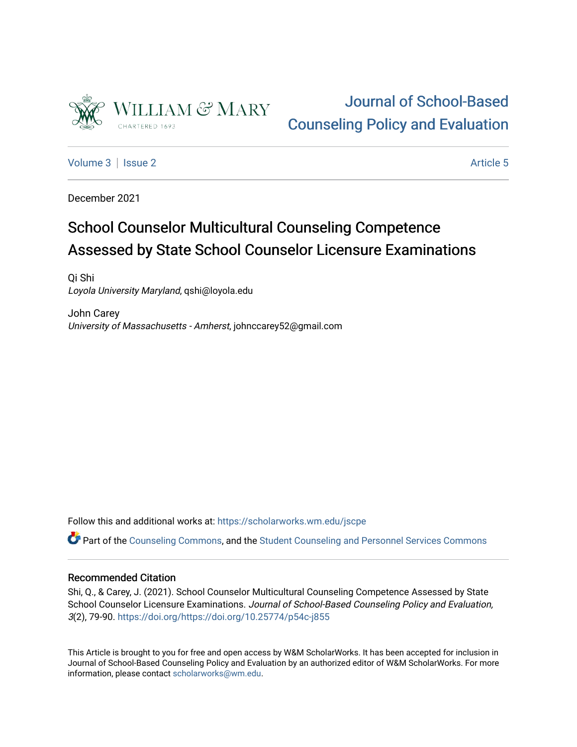Journal of School-Based Counseling Policy and Evaluation

Volume 3 | Issue 2 | Article 5

December 2021

# School Counselor Multicultural Counseling Competence Assessed by State School Counselor Licensure Examinations

Qi Shi
*Loyola University Maryland*, qshi@loyola.edu

John Carey
*University of Massachusetts - Amherst*, johnccarey52@gmail.com

Follow this and additional works at: https://scholarworks.wm.edu/jscpe

Part of the Counseling Commons, and the Student Counseling and Personnel Services Commons

## Recommended Citation

Shi, Q., & Carey, J. (2021). School Counselor Multicultural Counseling Competence Assessed by State School Counselor Licensure Examinations. *Journal of School-Based Counseling Policy and Evaluation, 3*(2), 79-90. https://doi.org/https://doi.org/10.25774/p54c-j855

This Article is brought to you for free and open access by W&M ScholarWorks. It has been accepted for inclusion in Journal of School-Based Counseling Policy and Evaluation by an authorized editor of W&M ScholarWorks. For more information, please contact scholarworks@wm.edu.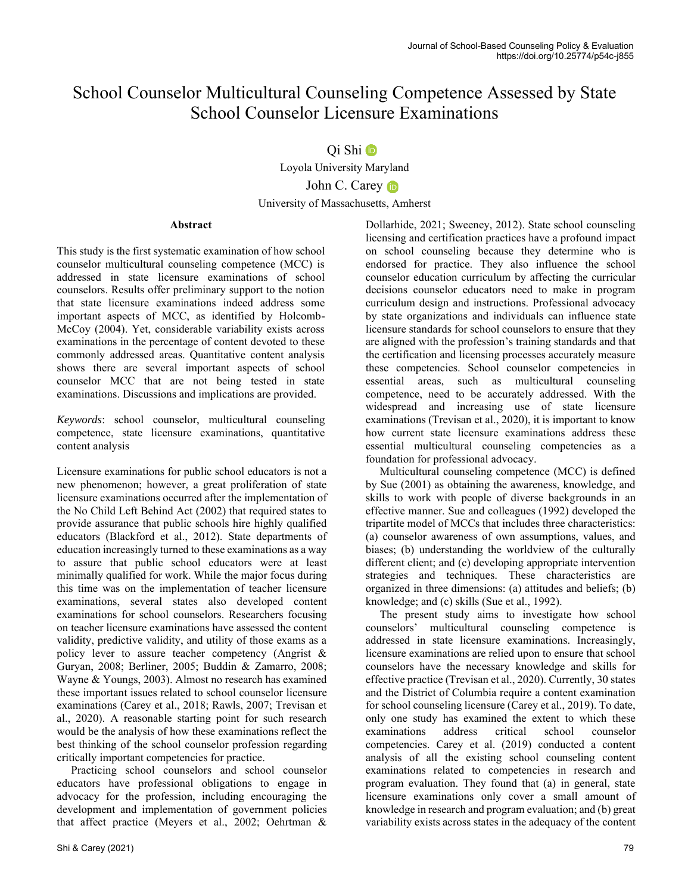# School Counselor Multicultural Counseling Competence Assessed by State School Counselor Licensure Examinations

Qi Shi

Loyola University Maryland

John C. Carey

University of Massachusetts, Amherst

### Abstract

This study is the first systematic examination of how school counselor multicultural counseling competence (MCC) is addressed in state licensure examinations of school counselors. Results offer preliminary support to the notion that state licensure examinations indeed address some important aspects of MCC, as identified by Holcomb-McCoy (2004). Yet, considerable variability exists across examinations in the percentage of content devoted to these commonly addressed areas. Quantitative content analysis shows there are several important aspects of school counselor MCC that are not being tested in state examinations. Discussions and implications are provided.

*Keywords*: school counselor, multicultural counseling competence, state licensure examinations, quantitative content analysis

Licensure examinations for public school educators is not a new phenomenon; however, a great proliferation of state licensure examinations occurred after the implementation of the No Child Left Behind Act (2002) that required states to provide assurance that public schools hire highly qualified educators (Blackford et al., 2012). State departments of education increasingly turned to these examinations as a way to assure that public school educators were at least minimally qualified for work. While the major focus during this time was on the implementation of teacher licensure examinations, several states also developed content examinations for school counselors. Researchers focusing on teacher licensure examinations have assessed the content validity, predictive validity, and utility of those exams as a policy lever to assure teacher competency (Angrist & Guryan, 2008; Berliner, 2005; Buddin & Zamarro, 2008; Wayne & Youngs, 2003). Almost no research has examined these important issues related to school counselor licensure examinations (Carey et al., 2018; Rawls, 2007; Trevisan et al., 2020). A reasonable starting point for such research would be the analysis of how these examinations reflect the best thinking of the school counselor profession regarding critically important competencies for practice.

Practicing school counselors and school counselor educators have professional obligations to engage in advocacy for the profession, including encouraging the development and implementation of government policies that affect practice (Meyers et al., 2002; Oehrtman & Dollarhide, 2021; Sweeney, 2012). State school counseling licensing and certification practices have a profound impact on school counseling because they determine who is endorsed for practice. They also influence the school counselor education curriculum by affecting the curricular decisions counselor educators need to make in program curriculum design and instructions. Professional advocacy by state organizations and individuals can influence state licensure standards for school counselors to ensure that they are aligned with the profession's training standards and that the certification and licensing processes accurately measure these competencies. School counselor competencies in essential areas, such as multicultural counseling competence, need to be accurately addressed. With the widespread and increasing use of state licensure examinations (Trevisan et al., 2020), it is important to know how current state licensure examinations address these essential multicultural counseling competencies as a foundation for professional advocacy.

Multicultural counseling competence (MCC) is defined by Sue (2001) as obtaining the awareness, knowledge, and skills to work with people of diverse backgrounds in an effective manner. Sue and colleagues (1992) developed the tripartite model of MCCs that includes three characteristics: (a) counselor awareness of own assumptions, values, and biases; (b) understanding the worldview of the culturally different client; and (c) developing appropriate intervention strategies and techniques. These characteristics are organized in three dimensions: (a) attitudes and beliefs; (b) knowledge; and (c) skills (Sue et al., 1992).

The present study aims to investigate how school counselors' multicultural counseling competence is addressed in state licensure examinations. Increasingly, licensure examinations are relied upon to ensure that school counselors have the necessary knowledge and skills for effective practice (Trevisan et al., 2020). Currently, 30 states and the District of Columbia require a content examination for school counseling licensure (Carey et al., 2019). To date, only one study has examined the extent to which these examinations address critical school counselor competencies. Carey et al. (2019) conducted a content analysis of all the existing school counseling content examinations related to competencies in research and program evaluation. They found that (a) in general, state licensure examinations only cover a small amount of knowledge in research and program evaluation; and (b) great variability exists across states in the adequacy of the content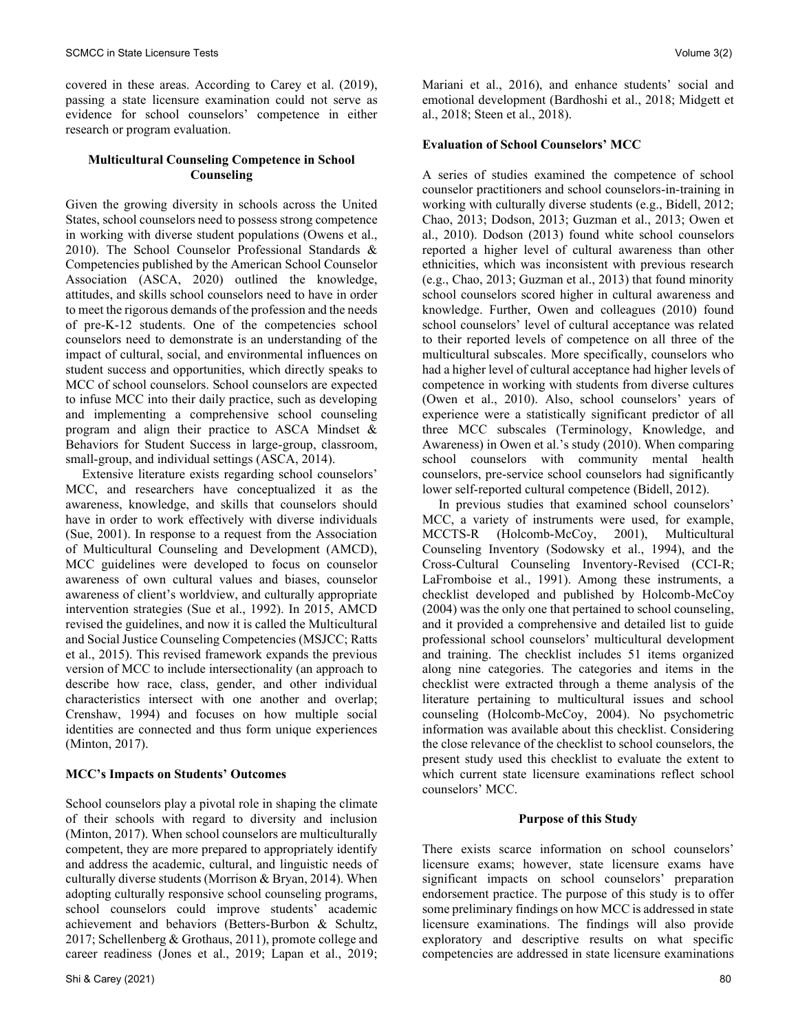covered in these areas. According to Carey et al. (2019), passing a state licensure examination could not serve as evidence for school counselors' competence in either research or program evaluation.

## Multicultural Counseling Competence in School Counseling

Given the growing diversity in schools across the United States, school counselors need to possess strong competence in working with diverse student populations (Owens et al., 2010). The School Counselor Professional Standards & Competencies published by the American School Counselor Association (ASCA, 2020) outlined the knowledge, attitudes, and skills school counselors need to have in order to meet the rigorous demands of the profession and the needs of pre-K-12 students. One of the competencies school counselors need to demonstrate is an understanding of the impact of cultural, social, and environmental influences on student success and opportunities, which directly speaks to MCC of school counselors. School counselors are expected to infuse MCC into their daily practice, such as developing and implementing a comprehensive school counseling program and align their practice to ASCA Mindset & Behaviors for Student Success in large-group, classroom, small-group, and individual settings (ASCA, 2014).

Extensive literature exists regarding school counselors' MCC, and researchers have conceptualized it as the awareness, knowledge, and skills that counselors should have in order to work effectively with diverse individuals (Sue, 2001). In response to a request from the Association of Multicultural Counseling and Development (AMCD), MCC guidelines were developed to focus on counselor awareness of own cultural values and biases, counselor awareness of client's worldview, and culturally appropriate intervention strategies (Sue et al., 1992). In 2015, AMCD revised the guidelines, and now it is called the Multicultural and Social Justice Counseling Competencies (MSJCC; Ratts et al., 2015). This revised framework expands the previous version of MCC to include intersectionality (an approach to describe how race, class, gender, and other individual characteristics intersect with one another and overlap; Crenshaw, 1994) and focuses on how multiple social identities are connected and thus form unique experiences (Minton, 2017).

### MCC's Impacts on Students' Outcomes

School counselors play a pivotal role in shaping the climate of their schools with regard to diversity and inclusion (Minton, 2017). When school counselors are multiculturally competent, they are more prepared to appropriately identify and address the academic, cultural, and linguistic needs of culturally diverse students (Morrison & Bryan, 2014). When adopting culturally responsive school counseling programs, school counselors could improve students' academic achievement and behaviors (Betters-Burbon & Schultz, 2017; Schellenberg & Grothaus, 2011), promote college and career readiness (Jones et al., 2019; Lapan et al., 2019; Mariani et al., 2016), and enhance students' social and emotional development (Bardhoshi et al., 2018; Midgett et al., 2018; Steen et al., 2018).

### Evaluation of School Counselors' MCC

A series of studies examined the competence of school counselor practitioners and school counselors-in-training in working with culturally diverse students (e.g., Bidell, 2012; Chao, 2013; Dodson, 2013; Guzman et al., 2013; Owen et al., 2010). Dodson (2013) found white school counselors reported a higher level of cultural awareness than other ethnicities, which was inconsistent with previous research (e.g., Chao, 2013; Guzman et al., 2013) that found minority school counselors scored higher in cultural awareness and knowledge. Further, Owen and colleagues (2010) found school counselors' level of cultural acceptance was related to their reported levels of competence on all three of the multicultural subscales. More specifically, counselors who had a higher level of cultural acceptance had higher levels of competence in working with students from diverse cultures (Owen et al., 2010). Also, school counselors' years of experience were a statistically significant predictor of all three MCC subscales (Terminology, Knowledge, and Awareness) in Owen et al.'s study (2010). When comparing school counselors with community mental health counselors, pre-service school counselors had significantly lower self-reported cultural competence (Bidell, 2012).

In previous studies that examined school counselors' MCC, a variety of instruments were used, for example, MCCTS-R (Holcomb-McCoy, 2001), Multicultural Counseling Inventory (Sodowsky et al., 1994), and the Cross-Cultural Counseling Inventory-Revised (CCI-R; LaFromboise et al., 1991). Among these instruments, a checklist developed and published by Holcomb-McCoy (2004) was the only one that pertained to school counseling, and it provided a comprehensive and detailed list to guide professional school counselors' multicultural development and training. The checklist includes 51 items organized along nine categories. The categories and items in the checklist were extracted through a theme analysis of the literature pertaining to multicultural issues and school counseling (Holcomb-McCoy, 2004). No psychometric information was available about this checklist. Considering the close relevance of the checklist to school counselors, the present study used this checklist to evaluate the extent to which current state licensure examinations reflect school counselors' MCC.

## Purpose of this Study

There exists scarce information on school counselors' licensure exams; however, state licensure exams have significant impacts on school counselors' preparation endorsement practice. The purpose of this study is to offer some preliminary findings on how MCC is addressed in state licensure examinations. The findings will also provide exploratory and descriptive results on what specific competencies are addressed in state licensure examinations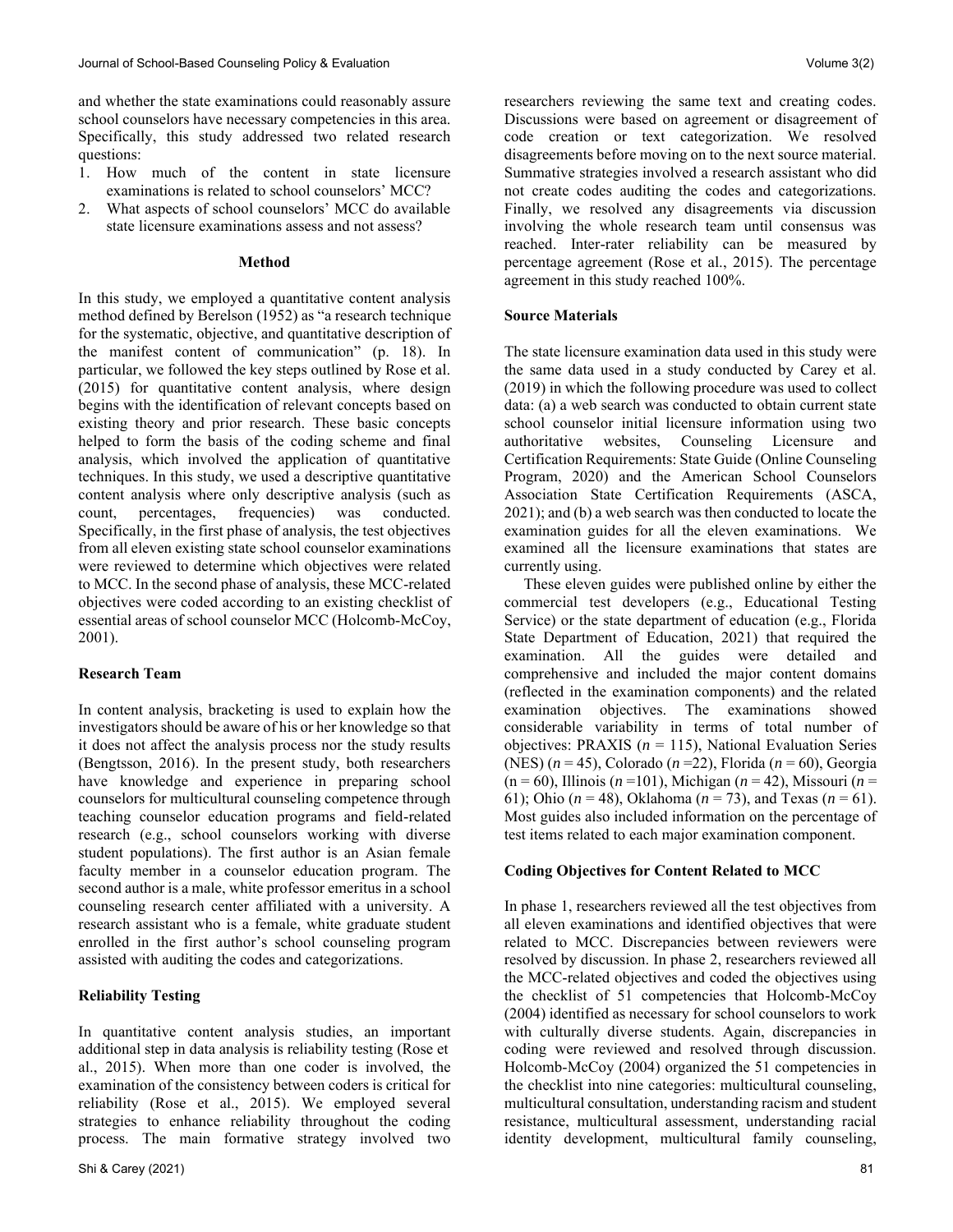and whether the state examinations could reasonably assure school counselors have necessary competencies in this area. Specifically, this study addressed two related research questions:

1. How much of the content in state licensure examinations is related to school counselors' MCC?
2. What aspects of school counselors' MCC do available state licensure examinations assess and not assess?

## Method

In this study, we employed a quantitative content analysis method defined by Berelson (1952) as "a research technique for the systematic, objective, and quantitative description of the manifest content of communication" (p. 18). In particular, we followed the key steps outlined by Rose et al. (2015) for quantitative content analysis, where design begins with the identification of relevant concepts based on existing theory and prior research. These basic concepts helped to form the basis of the coding scheme and final analysis, which involved the application of quantitative techniques. In this study, we used a descriptive quantitative content analysis where only descriptive analysis (such as count, percentages, frequencies) was conducted. Specifically, in the first phase of analysis, the test objectives from all eleven existing state school counselor examinations were reviewed to determine which objectives were related to MCC. In the second phase of analysis, these MCC-related objectives were coded according to an existing checklist of essential areas of school counselor MCC (Holcomb-McCoy, 2001).

### Research Team

In content analysis, bracketing is used to explain how the investigators should be aware of his or her knowledge so that it does not affect the analysis process nor the study results (Bengtsson, 2016). In the present study, both researchers have knowledge and experience in preparing school counselors for multicultural counseling competence through teaching counselor education programs and field-related research (e.g., school counselors working with diverse student populations). The first author is an Asian female faculty member in a counselor education program. The second author is a male, white professor emeritus in a school counseling research center affiliated with a university. A research assistant who is a female, white graduate student enrolled in the first author's school counseling program assisted with auditing the codes and categorizations.

### Reliability Testing

In quantitative content analysis studies, an important additional step in data analysis is reliability testing (Rose et al., 2015). When more than one coder is involved, the examination of the consistency between coders is critical for reliability (Rose et al., 2015). We employed several strategies to enhance reliability throughout the coding process. The main formative strategy involved two researchers reviewing the same text and creating codes. Discussions were based on agreement or disagreement of code creation or text categorization. We resolved disagreements before moving on to the next source material. Summative strategies involved a research assistant who did not create codes auditing the codes and categorizations. Finally, we resolved any disagreements via discussion involving the whole research team until consensus was reached. Inter-rater reliability can be measured by percentage agreement (Rose et al., 2015). The percentage agreement in this study reached 100%.

### Source Materials

The state licensure examination data used in this study were the same data used in a study conducted by Carey et al. (2019) in which the following procedure was used to collect data: (a) a web search was conducted to obtain current state school counselor initial licensure information using two authoritative websites, Counseling Licensure and Certification Requirements: State Guide (Online Counseling Program, 2020) and the American School Counselors Association State Certification Requirements (ASCA, 2021); and (b) a web search was then conducted to locate the examination guides for all the eleven examinations. We examined all the licensure examinations that states are currently using.

These eleven guides were published online by either the commercial test developers (e.g., Educational Testing Service) or the state department of education (e.g., Florida State Department of Education, 2021) that required the examination. All the guides were detailed and comprehensive and included the major content domains (reflected in the examination components) and the related examination objectives. The examinations showed considerable variability in terms of total number of objectives: PRAXIS ($n$ = 115), National Evaluation Series (NES) ($n$ = 45), Colorado ($n$ =22), Florida ($n$ = 60), Georgia ($n$ = 60), Illinois ($n$ =101), Michigan ($n$ = 42), Missouri ($n$ = 61); Ohio ($n$ = 48), Oklahoma ($n$ = 73), and Texas ($n$ = 61). Most guides also included information on the percentage of test items related to each major examination component.

### Coding Objectives for Content Related to MCC

In phase 1, researchers reviewed all the test objectives from all eleven examinations and identified objectives that were related to MCC. Discrepancies between reviewers were resolved by discussion. In phase 2, researchers reviewed all the MCC-related objectives and coded the objectives using the checklist of 51 competencies that Holcomb-McCoy (2004) identified as necessary for school counselors to work with culturally diverse students. Again, discrepancies in coding were reviewed and resolved through discussion. Holcomb-McCoy (2004) organized the 51 competencies in the checklist into nine categories: multicultural counseling, multicultural consultation, understanding racism and student resistance, multicultural assessment, understanding racial identity development, multicultural family counseling,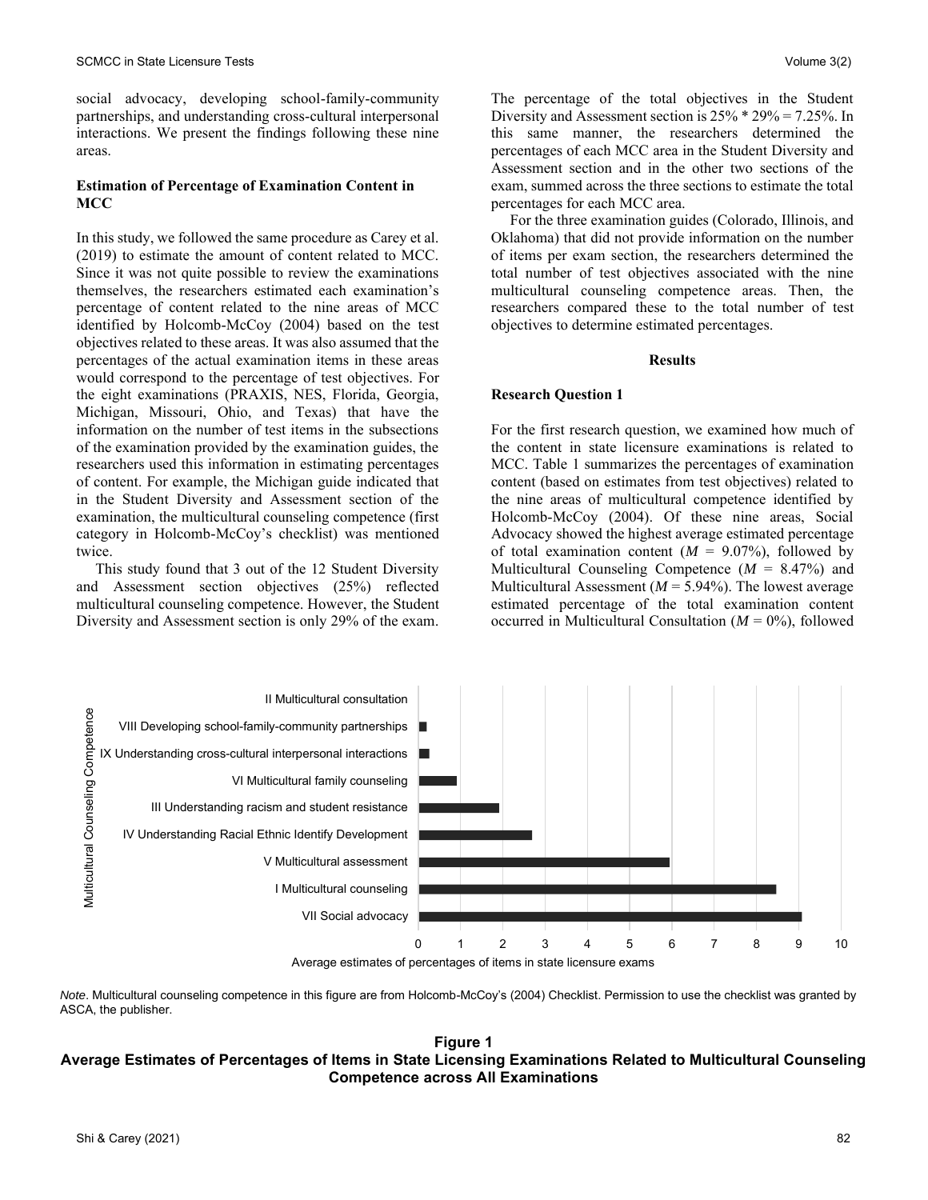social advocacy, developing school-family-community partnerships, and understanding cross-cultural interpersonal interactions. We present the findings following these nine areas.

**Estimation of Percentage of Examination Content in MCC**

In this study, we followed the same procedure as Carey et al. (2019) to estimate the amount of content related to MCC. Since it was not quite possible to review the examinations themselves, the researchers estimated each examination's percentage of content related to the nine areas of MCC identified by Holcomb-McCoy (2004) based on the test objectives related to these areas. It was also assumed that the percentages of the actual examination items in these areas would correspond to the percentage of test objectives. For the eight examinations (PRAXIS, NES, Florida, Georgia, Michigan, Missouri, Ohio, and Texas) that have the information on the number of test items in the subsections of the examination provided by the examination guides, the researchers used this information in estimating percentages of content. For example, the Michigan guide indicated that in the Student Diversity and Assessment section of the examination, the multicultural counseling competence (first category in Holcomb-McCoy's checklist) was mentioned twice.

This study found that 3 out of the 12 Student Diversity and Assessment section objectives (25%) reflected multicultural counseling competence. However, the Student Diversity and Assessment section is only 29% of the exam. The percentage of the total objectives in the Student Diversity and Assessment section is 25% * 29% = 7.25%. In this same manner, the researchers determined the percentages of each MCC area in the Student Diversity and Assessment section and in the other two sections of the exam, summed across the three sections to estimate the total percentages for each MCC area.

For the three examination guides (Colorado, Illinois, and Oklahoma) that did not provide information on the number of items per exam section, the researchers determined the total number of test objectives associated with the nine areas of multicultural counseling competence areas. Then, the researchers compared these to the total number of test objectives to determine estimated percentages.

## Results

**Research Question 1**

For the first research question, we examined how much of the content in state licensure examinations is related to MCC. Table 1 summarizes the percentages of examination content (based on estimates from test objectives) related to the nine areas of multicultural competence identified by Holcomb-McCoy (2004). Of these nine areas, Social Advocacy showed the highest average estimated percentage of total examination content ($M$ = 9.07%), followed by Multicultural Counseling Competence ($M$ = 8.47%) and Multicultural Assessment ($M$ = 5.94%). The lowest average estimated percentage of the total examination content occurred in Multicultural Consultation ($M$ = 0%), followed

| Multicultural Counseling Competence | Average estimates of percentages of items in state licensure exams (approx.) |
|---|---|
| II Multicultural consultation | 0 |
| VIII Developing school-family-community partnerships | ~0.2 |
| IX Understanding cross-cultural interpersonal interactions | ~0.25 |
| VI Multicultural family counseling | ~0.9 |
| III Understanding racism and student resistance | ~1.9 |
| IV Understanding Racial Ethnic Identify Development | ~2.7 |
| V Multicultural assessment | ~5.94 |
| I Multicultural counseling | ~8.47 |
| VII Social advocacy | ~9.07 |

*Note*. Multicultural counseling competence in this figure are from Holcomb-McCoy's (2004) Checklist. Permission to use the checklist was granted by ASCA, the publisher.

**Figure 1**
**Average Estimates of Percentages of Items in State Licensing Examinations Related to Multicultural Counseling Competence across All Examinations**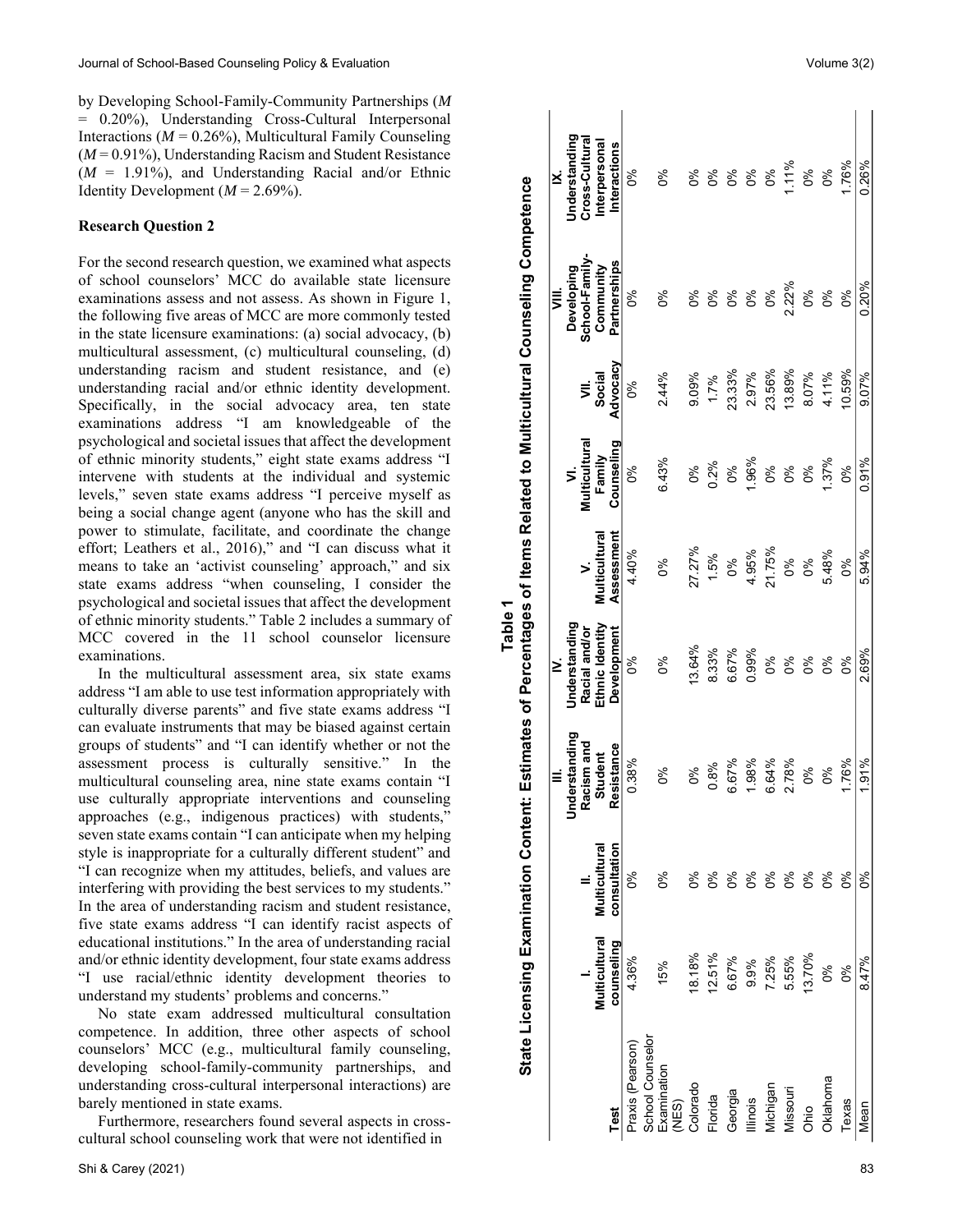by Developing School-Family-Community Partnerships (*M* = 0.20%), Understanding Cross-Cultural Interpersonal Interactions (*M* = 0.26%), Multicultural Family Counseling (*M* = 0.91%), Understanding Racism and Student Resistance (*M* = 1.91%), and Understanding Racial and/or Ethnic Identity Development (*M* = 2.69%).

**Research Question 2**

For the second research question, we examined what aspects of school counselors' MCC do available state licensure examinations assess and not assess. As shown in Figure 1, the following five areas of MCC are more commonly tested in the state licensure examinations: (a) social advocacy, (b) multicultural assessment, (c) multicultural counseling, (d) understanding racism and student resistance, and (e) understanding racial and/or ethnic identity development. Specifically, in the social advocacy area, ten state examinations address "I am knowledgeable of the psychological and societal issues that affect the development of ethnic minority students," eight state exams address "I intervene with students at the individual and systemic levels," seven state exams address "I perceive myself as being a social change agent (anyone who has the skill and power to stimulate, facilitate, and coordinate the change effort; Leathers et al., 2016)," and "I can discuss what it means to take an 'activist counseling' approach," and six state exams address "when counseling, I consider the psychological and societal issues that affect the development of ethnic minority students." Table 2 includes a summary of MCC covered in the 11 school counselor licensure examinations.

In the multicultural assessment area, six state exams address "I am able to use test information appropriately with culturally diverse parents" and five state exams address "I can evaluate instruments that may be biased against certain groups of students" and "I can identify whether or not the assessment process is culturally sensitive." In the multicultural counseling area, nine state exams contain "I use culturally appropriate interventions and counseling approaches (e.g., indigenous practices) with students," seven state exams contain "I can anticipate when my helping style is inappropriate for a culturally different student" and "I can recognize when my attitudes, beliefs, and values are interfering with providing the best services to my students." In the area of understanding racism and student resistance, five state exams address "I can identify racist aspects of educational institutions." In the area of understanding racial and/or ethnic identity development, four state exams address "I use racial/ethnic identity development theories to understand my students' problems and concerns."

No state exam addressed multicultural consultation competence. In addition, three other aspects of school counselors' MCC (e.g., multicultural family counseling, developing school-family-community partnerships, and understanding cross-cultural interpersonal interactions) are barely mentioned in state exams.

Furthermore, researchers found several aspects in cross-cultural school counseling work that were not identified in

**Table 1**

**State Licensing Examination Content: Estimates of Percentages of Items Related to Multicultural Counseling Competence**

| Test | I. Multicultural counseling | II. Multicultural consultation | III. Understanding Racism and Student Resistance | IV. Understanding Racial and/or Ethnic Identity Development | V. Multicultural Assessment | VI. Multicultural Family Counseling | VII. Social Advocacy | VIII. Developing School-Family-Community Partnerships | IX. Understanding Cross-Cultural Interpersonal Interactions |
|---|---|---|---|---|---|---|---|---|---|
| Praxis (Pearson) | 4.36% | 0% | 0.38% | 0% | 4.40% | 0% | 0% | 0% | 0% |
| School Counselor Examination (NES) | 15% | 0% | 0% | 0% | 0% | 6.43% | 2.44% | 0% | 0% |
| Colorado | 18.18% | 0% | 0% | 13.64% | 27.27% | 0% | 9.09% | 0% | 0% |
| Florida | 12.51% | 0% | 0.8% | 8.33% | 1.5% | 0.2% | 1.7% | 0% | 0% |
| Georgia | 6.67% | 0% | 6.67% | 6.67% | 0% | 0% | 23.33% | 0% | 0% |
| Illinois | 9.9% | 0% | 1.98% | 0.99% | 4.95% | 1.96% | 2.97% | 0% | 0% |
| Michigan | 7.25% | 0% | 6.64% | 0% | 21.75% | 0% | 23.56% | 0% | 0% |
| Missouri | 5.55% | 0% | 2.78% | 0% | 0% | 0% | 13.89% | 2.22% | 1.11% |
| Ohio | 13.70% | 0% | 0% | 0% | 0% | 0% | 8.07% | 0% | 0% |
| Oklahoma | 0% | 0% | 0% | 0% | 5.48% | 1.37% | 4.11% | 0% | 0% |
| Texas | 0% | 0% | 1.76% | 0% | 0% | 0% | 10.59% | 0% | 1.76% |
| Mean | 8.47% | 0% | 1.91% | 2.69% | 5.94% | 0.91% | 9.07% | 0.20% | 0.26% |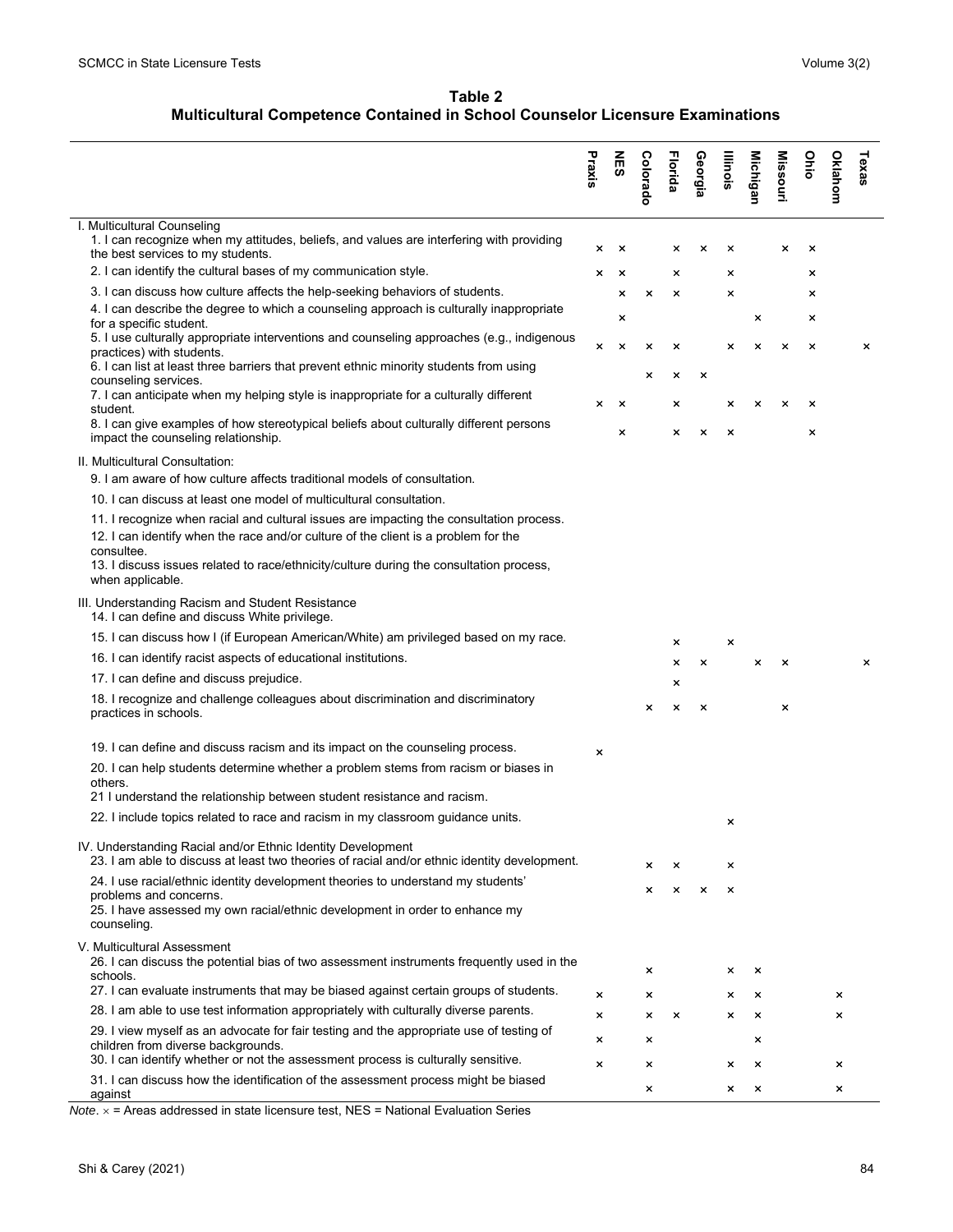**Table 2**
**Multicultural Competence Contained in School Counselor Licensure Examinations**

| | Praxis | NES | Colorado | Florida | Georgia | Illinois | Michigan | Missouri | Ohio | Oklahom | Texas |
|---|---|---|---|---|---|---|---|---|---|---|---|
| I. Multicultural Counseling | | | | | | | | | | | |
| 1. I can recognize when my attitudes, beliefs, and values are interfering with providing the best services to my students. | × | × | | × | × | × | | × | × | | |
| 2. I can identify the cultural bases of my communication style. | × | × | | × | | × | | | × | | |
| 3. I can discuss how culture affects the help-seeking behaviors of students. | | × | × | × | | × | | | × | | |
| 4. I can describe the degree to which a counseling approach is culturally inappropriate for a specific student. | | × | | | | | × | | × | | |
| 5. I use culturally appropriate interventions and counseling approaches (e.g., indigenous practices) with students. | × | × | × | × | | × | × | × | × | | × |
| 6. I can list at least three barriers that prevent ethnic minority students from using counseling services. | | | × | × | × | | | | | | |
| 7. I can anticipate when my helping style is inappropriate for a culturally different student. | × | × | | × | | × | × | × | × | | |
| 8. I can give examples of how stereotypical beliefs about culturally different persons impact the counseling relationship. | | × | | × | × | × | | | × | | |
| II. Multicultural Consultation: | | | | | | | | | | | |
| 9. I am aware of how culture affects traditional models of consultation. | | | | | | | | | | | |
| 10. I can discuss at least one model of multicultural consultation. | | | | | | | | | | | |
| 11. I recognize when racial and cultural issues are impacting the consultation process. | | | | | | | | | | | |
| 12. I can identify when the race and/or culture of the client is a problem for the consultee. | | | | | | | | | | | |
| 13. I discuss issues related to race/ethnicity/culture during the consultation process, when applicable. | | | | | | | | | | | |
| III. Understanding Racism and Student Resistance | | | | | | | | | | | |
| 14. I can define and discuss White privilege. | | | | | | | | | | | |
| 15. I can discuss how I (if European American/White) am privileged based on my race. | | | | × | | × | | | | | |
| 16. I can identify racist aspects of educational institutions. | | | | × | × | | × | × | | | × |
| 17. I can define and discuss prejudice. | | | | × | | | | | | | |
| 18. I recognize and challenge colleagues about discrimination and discriminatory practices in schools. | | | × | × | × | | | × | | | |
| 19. I can define and discuss racism and its impact on the counseling process. | × | | | | | | | | | | |
| 20. I can help students determine whether a problem stems from racism or biases in others. | | | | | | | | | | | |
| 21 I understand the relationship between student resistance and racism. | | | | | | | | | | | |
| 22. I include topics related to race and racism in my classroom guidance units. | | | | | | × | | | | | |
| IV. Understanding Racial and/or Ethnic Identity Development | | | | | | | | | | | |
| 23. I am able to discuss at least two theories of racial and/or ethnic identity development. | | | × | × | | × | | | | | |
| 24. I use racial/ethnic identity development theories to understand my students' problems and concerns. | | | × | × | × | × | | | | | |
| 25. I have assessed my own racial/ethnic development in order to enhance my counseling. | | | | | | | | | | | |
| V. Multicultural Assessment | | | | | | | | | | | |
| 26. I can discuss the potential bias of two assessment instruments frequently used in the schools. | | | × | | | × | × | | | | |
| 27. I can evaluate instruments that may be biased against certain groups of students. | × | | × | | | × | × | | | × | |
| 28. I am able to use test information appropriately with culturally diverse parents. | × | | × | × | | × | × | | | × | |
| 29. I view myself as an advocate for fair testing and the appropriate use of testing of children from diverse backgrounds. | × | | × | | | | × | | | | |
| 30. I can identify whether or not the assessment process is culturally sensitive. | × | | × | | | × | × | | | × | |
| 31. I can discuss how the identification of the assessment process might be biased against | | | × | | | × | × | | | × | |

*Note*. × = Areas addressed in state licensure test, NES = National Evaluation Series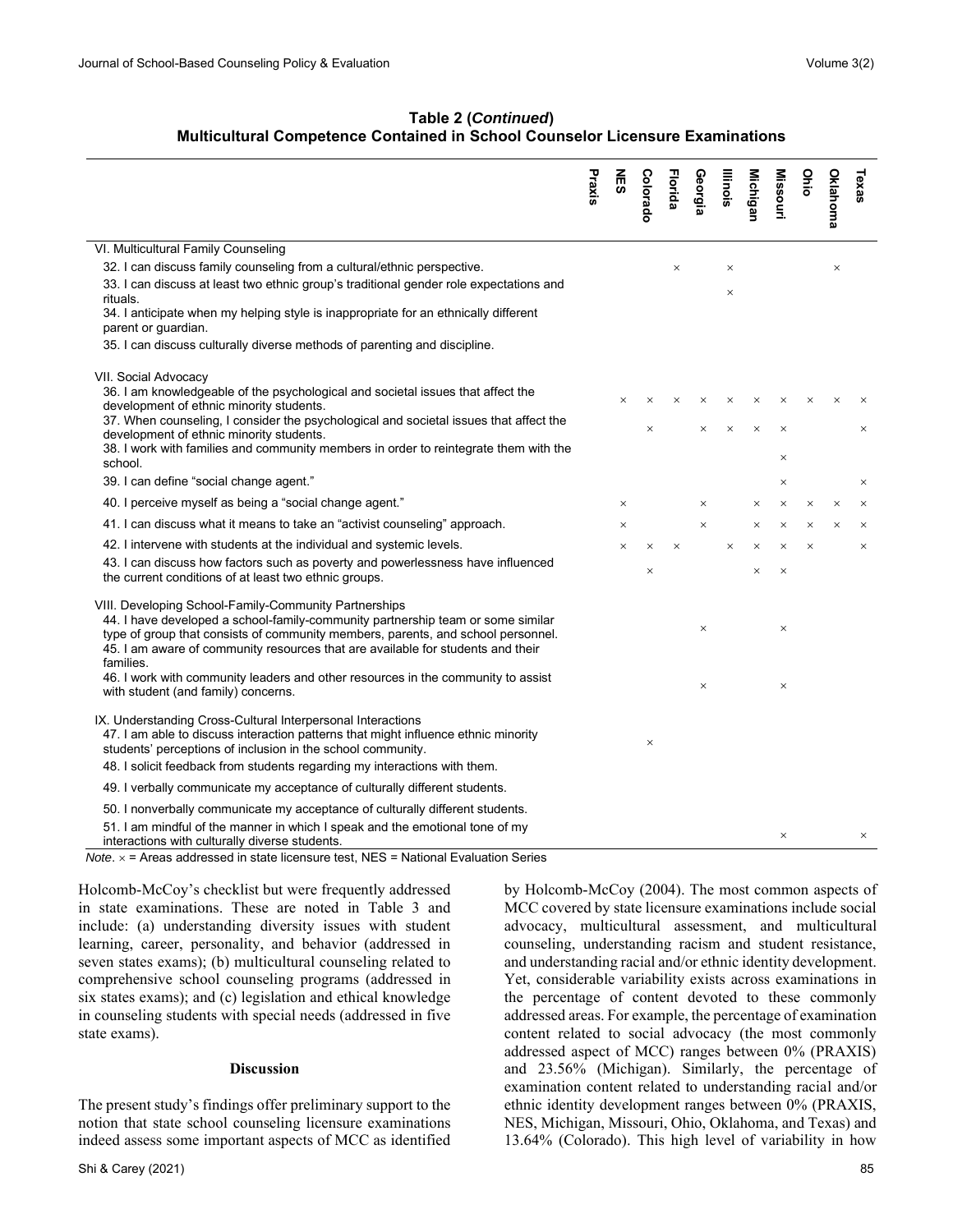**Table 2 (*Continued*)**
**Multicultural Competence Contained in School Counselor Licensure Examinations**

| | Praxis | NES | Colorado | Florida | Georgia | Illinois | Michigan | Missouri | Ohio | Oklahoma | Texas |
|---|---|---|---|---|---|---|---|---|---|---|---|
| VI. Multicultural Family Counseling | | | | | | | | | | | |
| 32. I can discuss family counseling from a cultural/ethnic perspective. | | | | × | | × | | | | × | |
| 33. I can discuss at least two ethnic group's traditional gender role expectations and rituals. | | | | | | × | | | | | |
| 34. I anticipate when my helping style is inappropriate for an ethnically different parent or guardian. | | | | | | | | | | | |
| 35. I can discuss culturally diverse methods of parenting and discipline. | | | | | | | | | | | |
| VII. Social Advocacy | | | | | | | | | | | |
| 36. I am knowledgeable of the psychological and societal issues that affect the development of ethnic minority students. | | × | × | × | × | × | × | × | × | × | × |
| 37. When counseling, I consider the psychological and societal issues that affect the development of ethnic minority students. | | | × | | × | × | × | × | | | × |
| 38. I work with families and community members in order to reintegrate them with the school. | | | | | | | | × | | | |
| 39. I can define "social change agent." | | | | | | | | × | | | × |
| 40. I perceive myself as being a "social change agent." | | × | | | × | | × | × | × | × | × |
| 41. I can discuss what it means to take an "activist counseling" approach. | | × | | | × | | × | × | × | × | × |
| 42. I intervene with students at the individual and systemic levels. | | × | × | × | | × | × | × | × | | × |
| 43. I can discuss how factors such as poverty and powerlessness have influenced the current conditions of at least two ethnic groups. | | | × | | | | × | × | | | |
| VIII. Developing School-Family-Community Partnerships | | | | | | | | | | | |
| 44. I have developed a school-family-community partnership team or some similar type of group that consists of community members, parents, and school personnel. | | | | | × | | | × | | | |
| 45. I am aware of community resources that are available for students and their families. | | | | | | | | | | | |
| 46. I work with community leaders and other resources in the community to assist with student (and family) concerns. | | | | | × | | | × | | | |
| IX. Understanding Cross-Cultural Interpersonal Interactions | | | | | | | | | | | |
| 47. I am able to discuss interaction patterns that might influence ethnic minority students' perceptions of inclusion in the school community. | | | × | | | | | | | | |
| 48. I solicit feedback from students regarding my interactions with them. | | | | | | | | | | | |
| 49. I verbally communicate my acceptance of culturally different students. | | | | | | | | | | | |
| 50. I nonverbally communicate my acceptance of culturally different students. | | | | | | | | | | | |
| 51. I am mindful of the manner in which I speak and the emotional tone of my interactions with culturally diverse students. | | | | | | | | × | | | × |

*Note*. × = Areas addressed in state licensure test, NES = National Evaluation Series

Holcomb-McCoy's checklist but were frequently addressed in state examinations. These are noted in Table 3 and include: (a) understanding diversity issues with student learning, career, personality, and behavior (addressed in seven states exams); (b) multicultural counseling related to comprehensive school counseling programs (addressed in six states exams); and (c) legislation and ethical knowledge in counseling students with special needs (addressed in five state exams).

## Discussion

The present study's findings offer preliminary support to the notion that state school counseling licensure examinations indeed assess some important aspects of MCC as identified by Holcomb-McCoy (2004). The most common aspects of MCC covered by state licensure examinations include social advocacy, multicultural assessment, and multicultural counseling, understanding racism and student resistance, and understanding racial and/or ethnic identity development. Yet, considerable variability exists across examinations in the percentage of content devoted to these commonly addressed areas. For example, the percentage of examination content related to social advocacy (the most commonly addressed aspect of MCC) ranges between 0% (PRAXIS) and 23.56% (Michigan). Similarly, the percentage of examination content related to understanding racial and/or ethnic identity development ranges between 0% (PRAXIS, NES, Michigan, Missouri, Ohio, Oklahoma, and Texas) and 13.64% (Colorado). This high level of variability in how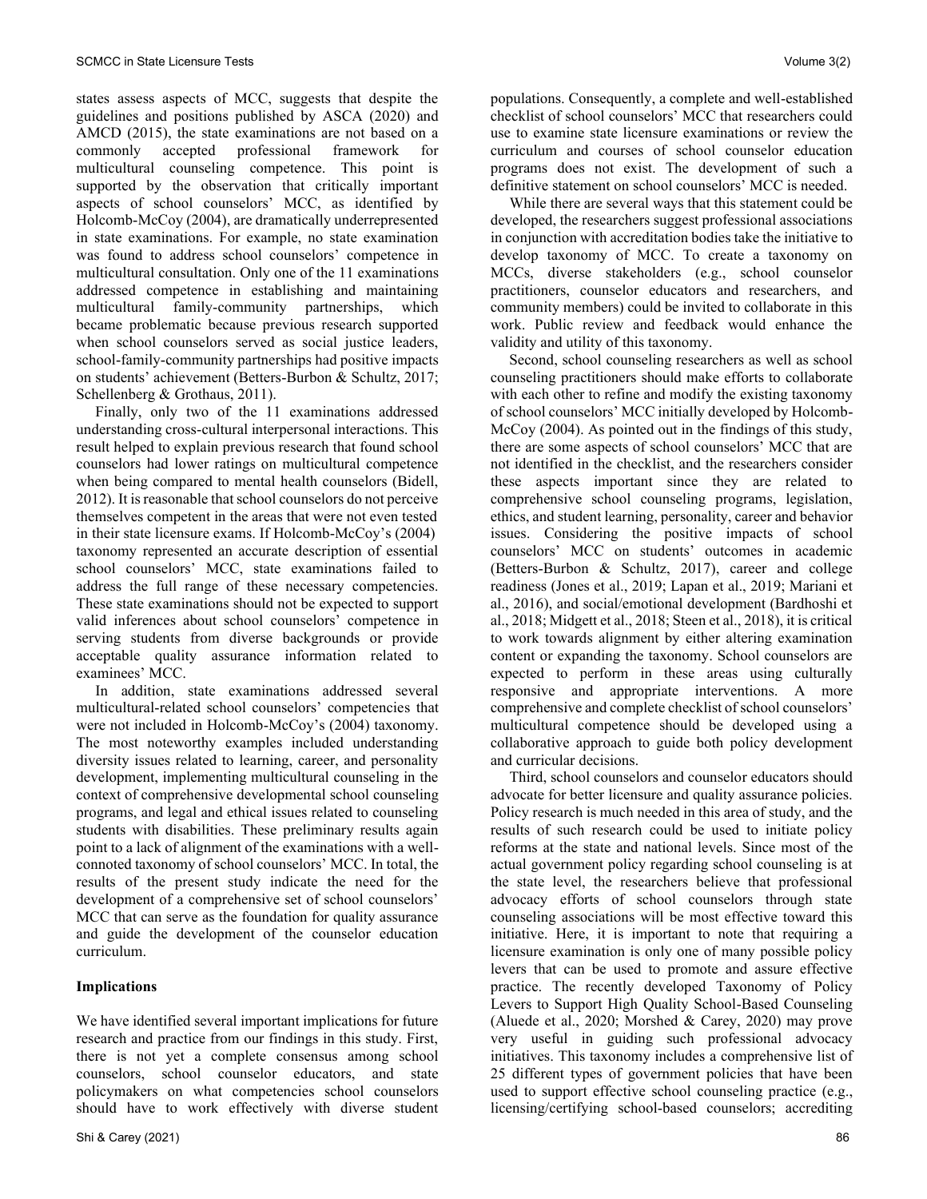states assess aspects of MCC, suggests that despite the guidelines and positions published by ASCA (2020) and AMCD (2015), the state examinations are not based on a commonly accepted professional framework for multicultural counseling competence. This point is supported by the observation that critically important aspects of school counselors' MCC, as identified by Holcomb-McCoy (2004), are dramatically underrepresented in state examinations. For example, no state examination was found to address school counselors' competence in multicultural consultation. Only one of the 11 examinations addressed competence in establishing and maintaining multicultural family-community partnerships, which became problematic because previous research supported when school counselors served as social justice leaders, school-family-community partnerships had positive impacts on students' achievement (Betters-Burbon & Schultz, 2017; Schellenberg & Grothaus, 2011).

Finally, only two of the 11 examinations addressed understanding cross-cultural interpersonal interactions. This result helped to explain previous research that found school counselors had lower ratings on multicultural competence when being compared to mental health counselors (Bidell, 2012). It is reasonable that school counselors do not perceive themselves competent in the areas that were not even tested in their state licensure exams. If Holcomb-McCoy's (2004) taxonomy represented an accurate description of essential school counselors' MCC, state examinations failed to address the full range of these necessary competencies. These state examinations should not be expected to support valid inferences about school counselors' competence in serving students from diverse backgrounds or provide acceptable quality assurance information related to examinees' MCC.

In addition, state examinations addressed several multicultural-related school counselors' competencies that were not included in Holcomb-McCoy's (2004) taxonomy. The most noteworthy examples included understanding diversity issues related to learning, career, and personality development, implementing multicultural counseling in the context of comprehensive developmental school counseling programs, and legal and ethical issues related to counseling students with disabilities. These preliminary results again point to a lack of alignment of the examinations with a well-connoted taxonomy of school counselors' MCC. In total, the results of the present study indicate the need for the development of a comprehensive set of school counselors' MCC that can serve as the foundation for quality assurance and guide the development of the counselor education curriculum.

**Implications**

We have identified several important implications for future research and practice from our findings in this study. First, there is not yet a complete consensus among school counselors, school counselor educators, and state policymakers on what competencies school counselors should have to work effectively with diverse student populations. Consequently, a complete and well-established checklist of school counselors' MCC that researchers could use to examine state licensure examinations or review the curriculum and courses of school counselor education programs does not exist. The development of such a definitive statement on school counselors' MCC is needed.

While there are several ways that this statement could be developed, the researchers suggest professional associations in conjunction with accreditation bodies take the initiative to develop taxonomy of MCC. To create a taxonomy on MCCs, diverse stakeholders (e.g., school counselor practitioners, counselor educators and researchers, and community members) could be invited to collaborate in this work. Public review and feedback would enhance the validity and utility of this taxonomy.

Second, school counseling researchers as well as school counseling practitioners should make efforts to collaborate with each other to refine and modify the existing taxonomy of school counselors' MCC initially developed by Holcomb-McCoy (2004). As pointed out in the findings of this study, there are some aspects of school counselors' MCC that are not identified in the checklist, and the researchers consider these aspects important since they are related to comprehensive school counseling programs, legislation, ethics, and student learning, personality, career and behavior issues. Considering the positive impacts of school counselors' MCC on students' outcomes in academic (Betters-Burbon & Schultz, 2017), career and college readiness (Jones et al., 2019; Lapan et al., 2019; Mariani et al., 2016), and social/emotional development (Bardhoshi et al., 2018; Midgett et al., 2018; Steen et al., 2018), it is critical to work towards alignment by either altering examination content or expanding the taxonomy. School counselors are expected to perform in these areas using culturally responsive and appropriate interventions. A more comprehensive and complete checklist of school counselors' multicultural competence should be developed using a collaborative approach to guide both policy development and curricular decisions.

Third, school counselors and counselor educators should advocate for better licensure and quality assurance policies. Policy research is much needed in this area of study, and the results of such research could be used to initiate policy reforms at the state and national levels. Since most of the actual government policy regarding school counseling is at the state level, the researchers believe that professional advocacy efforts of school counselors through state counseling associations will be most effective toward this initiative. Here, it is important to note that requiring a licensure examination is only one of many possible policy levers that can be used to promote and assure effective practice. The recently developed Taxonomy of Policy Levers to Support High Quality School-Based Counseling (Aluede et al., 2020; Morshed & Carey, 2020) may prove very useful in guiding such professional advocacy initiatives. This taxonomy includes a comprehensive list of 25 different types of government policies that have been used to support effective school counseling practice (e.g., licensing/certifying school-based counselors; accrediting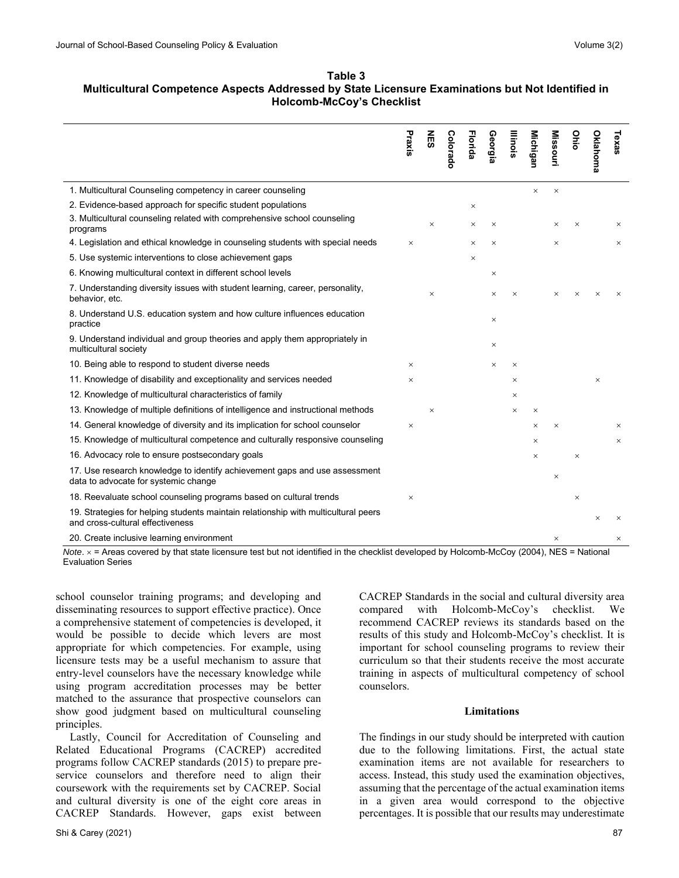**Table 3**
**Multicultural Competence Aspects Addressed by State Licensure Examinations but Not Identified in Holcomb-McCoy's Checklist**

| | Praxis | NES | Colorado | Florida | Georgia | Illinois | Michigan | Missouri | Ohio | Oklahoma | Texas |
|---|---|---|---|---|---|---|---|---|---|---|---|
| 1. Multicultural Counseling competency in career counseling | | | | | | | × | × | | | |
| 2. Evidence-based approach for specific student populations | | | | × | | | | | | | |
| 3. Multicultural counseling related with comprehensive school counseling programs | | × | | × | × | | | × | × | | × |
| 4. Legislation and ethical knowledge in counseling students with special needs | × | | | × | × | | | × | | | × |
| 5. Use systemic interventions to close achievement gaps | | | | × | | | | | | | |
| 6. Knowing multicultural context in different school levels | | | | | × | | | | | | |
| 7. Understanding diversity issues with student learning, career, personality, behavior, etc. | | × | | | × | × | | × | × | × | × |
| 8. Understand U.S. education system and how culture influences education practice | | | | | × | | | | | | |
| 9. Understand individual and group theories and apply them appropriately in multicultural society | | | | | × | | | | | | |
| 10. Being able to respond to student diverse needs | × | | | | × | × | | | | | |
| 11. Knowledge of disability and exceptionality and services needed | × | | | | | × | | | | × | |
| 12. Knowledge of multicultural characteristics of family | | | | | | × | | | | | |
| 13. Knowledge of multiple definitions of intelligence and instructional methods | | × | | | | × | × | | | | |
| 14. General knowledge of diversity and its implication for school counselor | × | | | | | | × | × | | | × |
| 15. Knowledge of multicultural competence and culturally responsive counseling | | | | | | | × | | | | × |
| 16. Advocacy role to ensure postsecondary goals | | | | | | | × | | × | | |
| 17. Use research knowledge to identify achievement gaps and use assessment data to advocate for systemic change | | | | | | | | × | | | |
| 18. Reevaluate school counseling programs based on cultural trends | × | | | | | | | | × | | |
| 19. Strategies for helping students maintain relationship with multicultural peers and cross-cultural effectiveness | | | | | | | | | | × | × |
| 20. Create inclusive learning environment | | | | | | | | × | | | × |

*Note*. × = Areas covered by that state licensure test but not identified in the checklist developed by Holcomb-McCoy (2004), NES = National Evaluation Series

school counselor training programs; and developing and disseminating resources to support effective practice). Once a comprehensive statement of competencies is developed, it would be possible to decide which levers are most appropriate for which competencies. For example, using licensure tests may be a useful mechanism to assure that entry-level counselors have the necessary knowledge while using program accreditation processes may be better matched to the assurance that prospective counselors can show good judgment based on multicultural counseling principles.

Lastly, Council for Accreditation of Counseling and Related Educational Programs (CACREP) accredited programs follow CACREP standards (2015) to prepare pre-service counselors and therefore need to align their coursework with the requirements set by CACREP. Social and cultural diversity is one of the eight core areas in CACREP Standards. However, gaps exist between CACREP Standards in the social and cultural diversity area compared with Holcomb-McCoy's checklist. We recommend CACREP reviews its standards based on the results of this study and Holcomb-McCoy's checklist. It is important for school counseling programs to review their curriculum so that their students receive the most accurate training in aspects of multicultural competency of school counselors.

## Limitations

The findings in our study should be interpreted with caution due to the following limitations. First, the actual state examination items are not available for researchers to access. Instead, this study used the examination objectives, assuming that the percentage of the actual examination items in a given area would correspond to the objective percentages. It is possible that our results may underestimate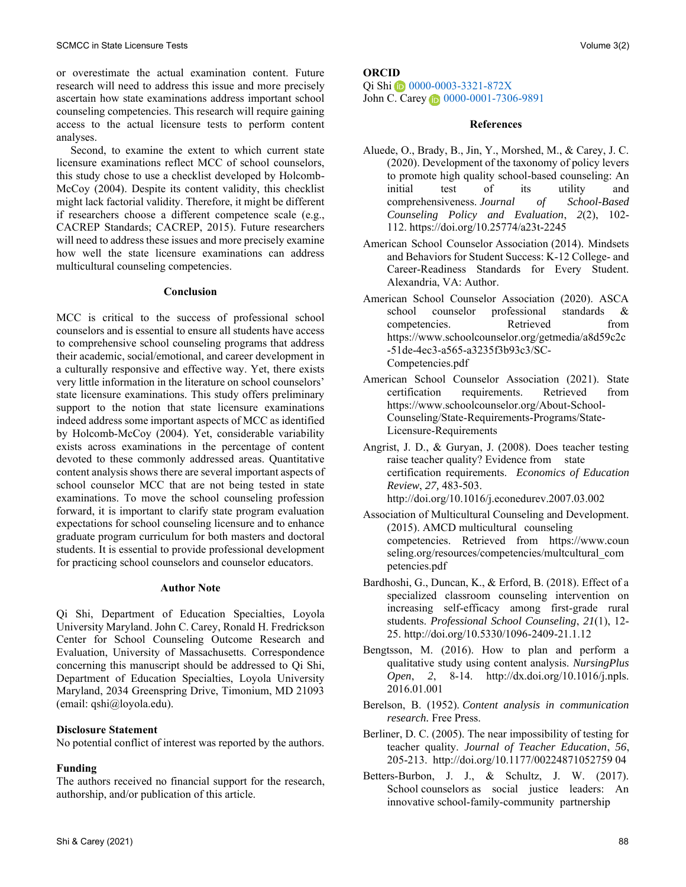or overestimate the actual examination content. Future research will need to address this issue and more precisely ascertain how state examinations address important school counseling competencies. This research will require gaining access to the actual licensure tests to perform content analyses.

Second, to examine the extent to which current state licensure examinations reflect MCC of school counselors, this study chose to use a checklist developed by Holcomb-McCoy (2004). Despite its content validity, this checklist might lack factorial validity. Therefore, it might be different if researchers choose a different competence scale (e.g., CACREP Standards; CACREP, 2015). Future researchers will need to address these issues and more precisely examine how well the state licensure examinations can address multicultural counseling competencies.

## Conclusion

MCC is critical to the success of professional school counselors and is essential to ensure all students have access to comprehensive school counseling programs that address their academic, social/emotional, and career development in a culturally responsive and effective way. Yet, there exists very little information in the literature on school counselors' state licensure examinations. This study offers preliminary support to the notion that state licensure examinations indeed address some important aspects of MCC as identified by Holcomb-McCoy (2004). Yet, considerable variability exists across examinations in the percentage of content devoted to these commonly addressed areas. Quantitative content analysis shows there are several important aspects of school counselor MCC that are not being tested in state examinations. To move the school counseling profession forward, it is important to clarify state program evaluation expectations for school counseling licensure and to enhance graduate program curriculum for both masters and doctoral students. It is essential to provide professional development for practicing school counselors and counselor educators.

## Author Note

Qi Shi, Department of Education Specialties, Loyola University Maryland. John C. Carey, Ronald H. Fredrickson Center for School Counseling Outcome Research and Evaluation, University of Massachusetts. Correspondence concerning this manuscript should be addressed to Qi Shi, Department of Education Specialties, Loyola University Maryland, 2034 Greenspring Drive, Timonium, MD 21093 (email: qshi@loyola.edu).

**Disclosure Statement**

No potential conflict of interest was reported by the authors.

**Funding**

The authors received no financial support for the research, authorship, and/or publication of this article.

**ORCID**

Qi Shi 0000-0003-3321-872X
John C. Carey 0000-0001-7306-9891

## References

Aluede, O., Brady, B., Jin, Y., Morshed, M., & Carey, J. C. (2020). Development of the taxonomy of policy levers to promote high quality school-based counseling: An initial test of its utility and comprehensiveness. *Journal of School-Based Counseling Policy and Evaluation*, *2*(2), 102-112. https://doi.org/10.25774/a23t-2245

American School Counselor Association (2014). Mindsets and Behaviors for Student Success: K-12 College- and Career-Readiness Standards for Every Student. Alexandria, VA: Author.

American School Counselor Association (2020). ASCA school counselor professional standards & competencies. Retrieved from https://www.schoolcounselor.org/getmedia/a8d59c2c-51de-4ec3-a565-a3235f3b93c3/SC-Competencies.pdf

American School Counselor Association (2021). State certification requirements. Retrieved from https://www.schoolcounselor.org/About-School-Counseling/State-Requirements-Programs/State-Licensure-Requirements

Angrist, J. D., & Guryan, J. (2008). Does teacher testing raise teacher quality? Evidence from state certification requirements. *Economics of Education Review*, *27*, 483-503. http://doi.org/10.1016/j.econedurev.2007.03.002

Association of Multicultural Counseling and Development. (2015). AMCD multicultural counseling competencies. Retrieved from https://www.counseling.org/resources/competencies/multcultural_competencies.pdf

Bardhoshi, G., Duncan, K., & Erford, B. (2018). Effect of a specialized classroom counseling intervention on increasing self-efficacy among first-grade rural students. *Professional School Counseling*, *21*(1), 12-25. http://doi.org/10.5330/1096-2409-21.1.12

Bengtsson, M. (2016). How to plan and perform a qualitative study using content analysis. *NursingPlus Open*, *2*, 8-14. http://dx.doi.org/10.1016/j.npls.2016.01.001

Berelson, B. (1952). *Content analysis in communication research*. Free Press.

Berliner, D. C. (2005). The near impossibility of testing for teacher quality. *Journal of Teacher Education*, *56*, 205-213. http://doi.org/10.1177/0022487105275904

Betters-Burbon, J. J., & Schultz, J. W. (2017). School counselors as social justice leaders: An innovative school-family-community partnership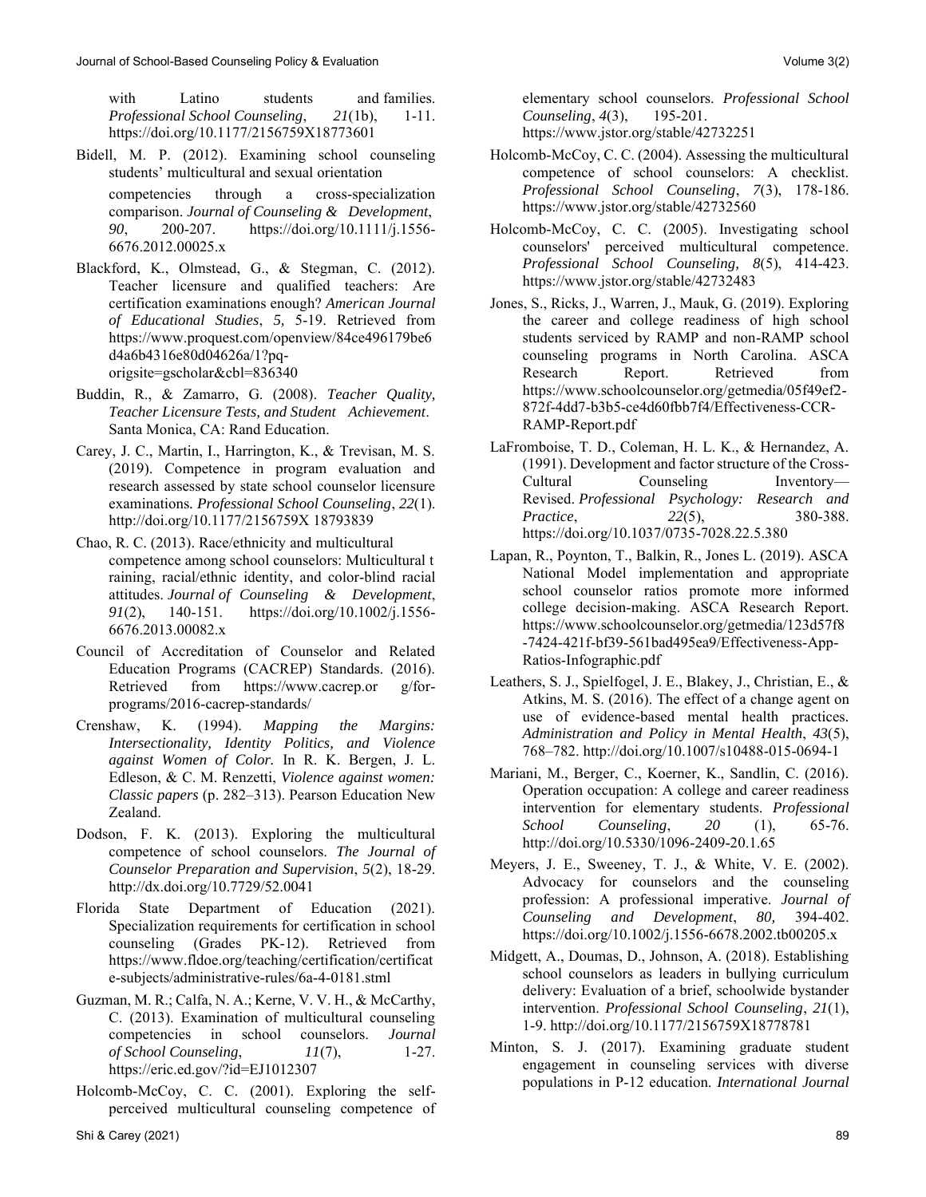with Latino students and families. *Professional School Counseling*, *21*(1b), 1-11. https://doi.org/10.1177/2156759X18773601

Bidell, M. P. (2012). Examining school counseling students' multicultural and sexual orientation competencies through a cross-specialization comparison. *Journal of Counseling & Development*, *90*, 200-207. https://doi.org/10.1111/j.1556-6676.2012.00025.x

Blackford, K., Olmstead, G., & Stegman, C. (2012). Teacher licensure and qualified teachers: Are certification examinations enough? *American Journal of Educational Studies*, *5,* 5-19. Retrieved from https://www.proquest.com/openview/84ce496179be6d4a6b4316e80d04626a/1?pq-origsite=gscholar&cbl=836340

Buddin, R., & Zamarro, G. (2008). *Teacher Quality, Teacher Licensure Tests, and Student Achievement*. Santa Monica, CA: Rand Education.

Carey, J. C., Martin, I., Harrington, K., & Trevisan, M. S. (2019). Competence in program evaluation and research assessed by state school counselor licensure examinations. *Professional School Counseling*, *22*(1). http://doi.org/10.1177/2156759X 18793839

Chao, R. C. (2013). Race/ethnicity and multicultural competence among school counselors: Multicultural t raining, racial/ethnic identity, and color-blind racial attitudes. *Journal of Counseling & Development*, *91*(2), 140-151. https://doi.org/10.1002/j.1556-6676.2013.00082.x

Council of Accreditation of Counselor and Related Education Programs (CACREP) Standards. (2016). Retrieved from https://www.cacrep.or g/for-programs/2016-cacrep-standards/

Crenshaw, K. (1994). *Mapping the Margins: Intersectionality, Identity Politics, and Violence against Women of Color.* In R. K. Bergen, J. L. Edleson, & C. M. Renzetti, *Violence against women: Classic papers* (p. 282–313). Pearson Education New Zealand.

Dodson, F. K. (2013). Exploring the multicultural competence of school counselors. *The Journal of Counselor Preparation and Supervision*, *5*(2), 18-29. http://dx.doi.org/10.7729/52.0041

Florida State Department of Education (2021). Specialization requirements for certification in school counseling (Grades PK-12). Retrieved from https://www.fldoe.org/teaching/certification/certificate-subjects/administrative-rules/6a-4-0181.stml

Guzman, M. R.; Calfa, N. A.; Kerne, V. V. H., & McCarthy, C. (2013). Examination of multicultural counseling competencies in school counselors. *Journal of School Counseling*, *11*(7), 1-27. https://eric.ed.gov/?id=EJ1012307

Holcomb-McCoy, C. C. (2001). Exploring the self-perceived multicultural counseling competence of elementary school counselors. *Professional School Counseling*, *4*(3), 195-201. https://www.jstor.org/stable/42732251

Holcomb-McCoy, C. C. (2004). Assessing the multicultural competence of school counselors: A checklist. *Professional School Counseling*, *7*(3), 178-186. https://www.jstor.org/stable/42732560

Holcomb-McCoy, C. C. (2005). Investigating school counselors' perceived multicultural competence. *Professional School Counseling, 8*(5), 414-423. https://www.jstor.org/stable/42732483

Jones, S., Ricks, J., Warren, J., Mauk, G. (2019). Exploring the career and college readiness of high school students serviced by RAMP and non-RAMP school counseling programs in North Carolina. ASCA Research Report. Retrieved from https://www.schoolcounselor.org/getmedia/05f49ef2-872f-4dd7-b3b5-ce4d60fbb7f4/Effectiveness-CCR-RAMP-Report.pdf

LaFromboise, T. D., Coleman, H. L. K., & Hernandez, A. (1991). Development and factor structure of the Cross-Cultural Counseling Inventory—Revised. *Professional Psychology: Research and Practice*, *22*(5), 380-388. https://doi.org/10.1037/0735-7028.22.5.380

Lapan, R., Poynton, T., Balkin, R., Jones L. (2019). ASCA National Model implementation and appropriate school counselor ratios promote more informed college decision-making. ASCA Research Report. https://www.schoolcounselor.org/getmedia/123d57f8-7424-421f-bf39-561bad495ea9/Effectiveness-App-Ratios-Infographic.pdf

Leathers, S. J., Spielfogel, J. E., Blakey, J., Christian, E., & Atkins, M. S. (2016). The effect of a change agent on use of evidence-based mental health practices. *Administration and Policy in Mental Health*, *43*(5), 768–782. http://doi.org/10.1007/s10488-015-0694-1

Mariani, M., Berger, C., Koerner, K., Sandlin, C. (2016). Operation occupation: A college and career readiness intervention for elementary students. *Professional School Counseling*, *20* (1), 65-76. http://doi.org/10.5330/1096-2409-20.1.65

Meyers, J. E., Sweeney, T. J., & White, V. E. (2002). Advocacy for counselors and the counseling profession: A professional imperative. *Journal of Counseling and Development*, *80,* 394-402. https://doi.org/10.1002/j.1556-6678.2002.tb00205.x

Midgett, A., Doumas, D., Johnson, A. (2018). Establishing school counselors as leaders in bullying curriculum delivery: Evaluation of a brief, schoolwide bystander intervention. *Professional School Counseling*, *21*(1), 1-9. http://doi.org/10.1177/2156759X18778781

Minton, S. J. (2017). Examining graduate student engagement in counseling services with diverse populations in P-12 education. *International Journal*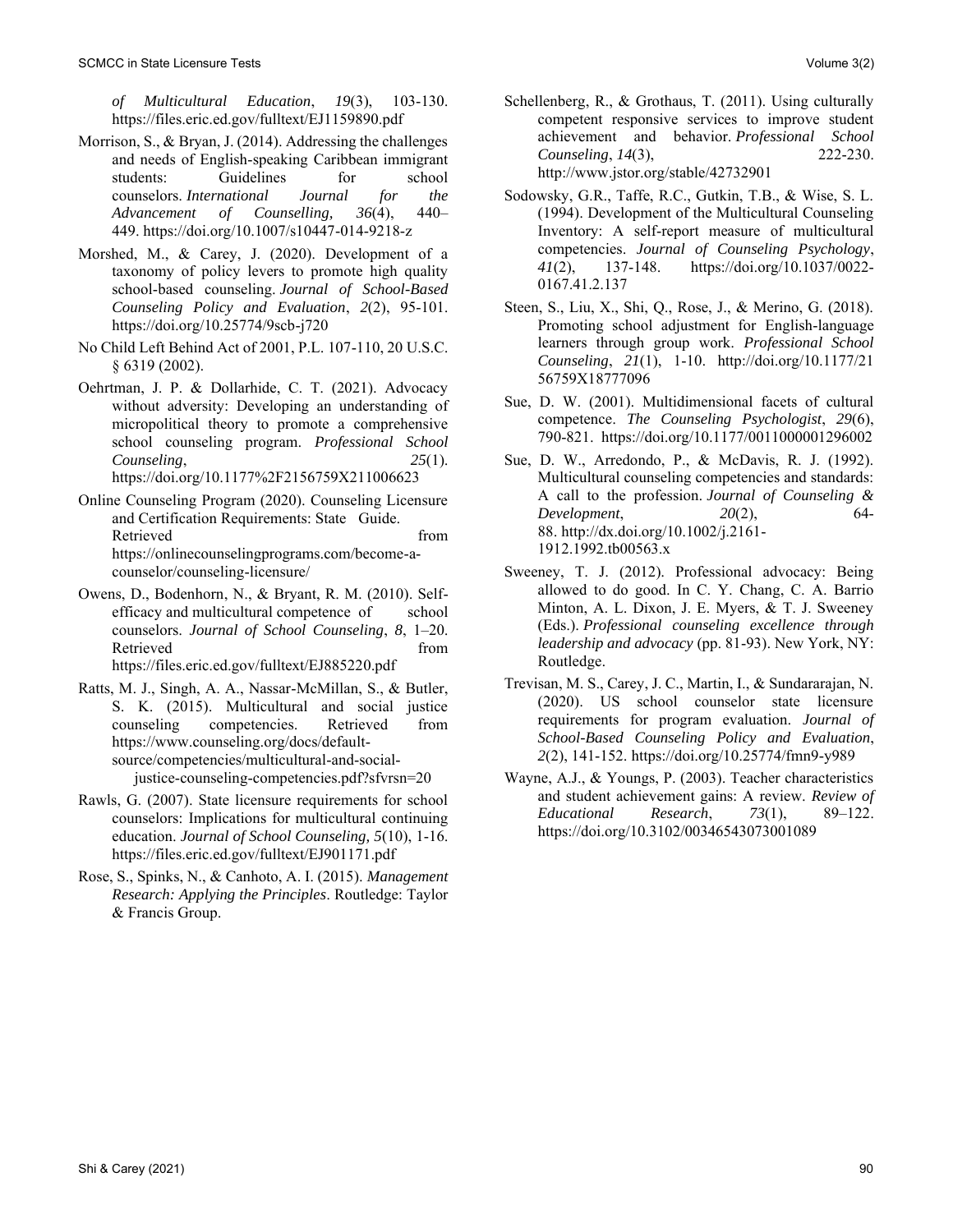*of Multicultural Education*, *19*(3), 103-130. https://files.eric.ed.gov/fulltext/EJ1159890.pdf

Morrison, S., & Bryan, J. (2014). Addressing the challenges and needs of English-speaking Caribbean immigrant students: Guidelines for school counselors. *International Journal for the Advancement of Counselling, 36*(4), 440–449. https://doi.org/10.1007/s10447-014-9218-z

Morshed, M., & Carey, J. (2020). Development of a taxonomy of policy levers to promote high quality school-based counseling. *Journal of School-Based Counseling Policy and Evaluation*, *2*(2), 95-101. https://doi.org/10.25774/9scb-j720

No Child Left Behind Act of 2001, P.L. 107-110, 20 U.S.C. § 6319 (2002).

Oehrtman, J. P. & Dollarhide, C. T. (2021). Advocacy without adversity: Developing an understanding of micropolitical theory to promote a comprehensive school counseling program. *Professional School Counseling*, *25*(1). https://doi.org/10.1177%2F2156759X211006623

Online Counseling Program (2020). Counseling Licensure and Certification Requirements: State Guide. Retrieved from https://onlinecounselingprograms.com/become-a-counselor/counseling-licensure/

Owens, D., Bodenhorn, N., & Bryant, R. M. (2010). Self-efficacy and multicultural competence of school counselors. *Journal of School Counseling*, *8*, 1–20. Retrieved from https://files.eric.ed.gov/fulltext/EJ885220.pdf

Ratts, M. J., Singh, A. A., Nassar-McMillan, S., & Butler, S. K. (2015). Multicultural and social justice counseling competencies. Retrieved from https://www.counseling.org/docs/default-source/competencies/multicultural-and-social-justice-counseling-competencies.pdf?sfvrsn=20

Rawls, G. (2007). State licensure requirements for school counselors: Implications for multicultural continuing education. *Journal of School Counseling, 5*(10), 1-16. https://files.eric.ed.gov/fulltext/EJ901171.pdf

Rose, S., Spinks, N., & Canhoto, A. I. (2015). *Management Research: Applying the Principles*. Routledge: Taylor & Francis Group.

Schellenberg, R., & Grothaus, T. (2011). Using culturally competent responsive services to improve student achievement and behavior. *Professional School Counseling*, *14*(3), 222-230. http://www.jstor.org/stable/42732901

Sodowsky, G.R., Taffe, R.C., Gutkin, T.B., & Wise, S. L. (1994). Development of the Multicultural Counseling Inventory: A self-report measure of multicultural competencies. *Journal of Counseling Psychology*, *41*(2), 137-148. https://doi.org/10.1037/0022-0167.41.2.137

Steen, S., Liu, X., Shi, Q., Rose, J., & Merino, G. (2018). Promoting school adjustment for English-language learners through group work. *Professional School Counseling*, *21*(1), 1-10. http://doi.org/10.1177/2156759X18777096

Sue, D. W. (2001). Multidimensional facets of cultural competence. *The Counseling Psychologist*, *29*(6), 790-821. https://doi.org/10.1177/0011000001296002

Sue, D. W., Arredondo, P., & McDavis, R. J. (1992). Multicultural counseling competencies and standards: A call to the profession. *Journal of Counseling & Development*, *20*(2), 64-88. http://dx.doi.org/10.1002/j.2161-1912.1992.tb00563.x

Sweeney, T. J. (2012). Professional advocacy: Being allowed to do good. In C. Y. Chang, C. A. Barrio Minton, A. L. Dixon, J. E. Myers, & T. J. Sweeney (Eds.). *Professional counseling excellence through leadership and advocacy* (pp. 81-93). New York, NY: Routledge.

Trevisan, M. S., Carey, J. C., Martin, I., & Sundararajan, N. (2020). US school counselor state licensure requirements for program evaluation. *Journal of School-Based Counseling Policy and Evaluation*, *2*(2), 141-152. https://doi.org/10.25774/fmn9-y989

Wayne, A.J., & Youngs, P. (2003). Teacher characteristics and student achievement gains: A review. *Review of Educational Research*, *73*(1), 89–122. https://doi.org/10.3102/00346543073001089